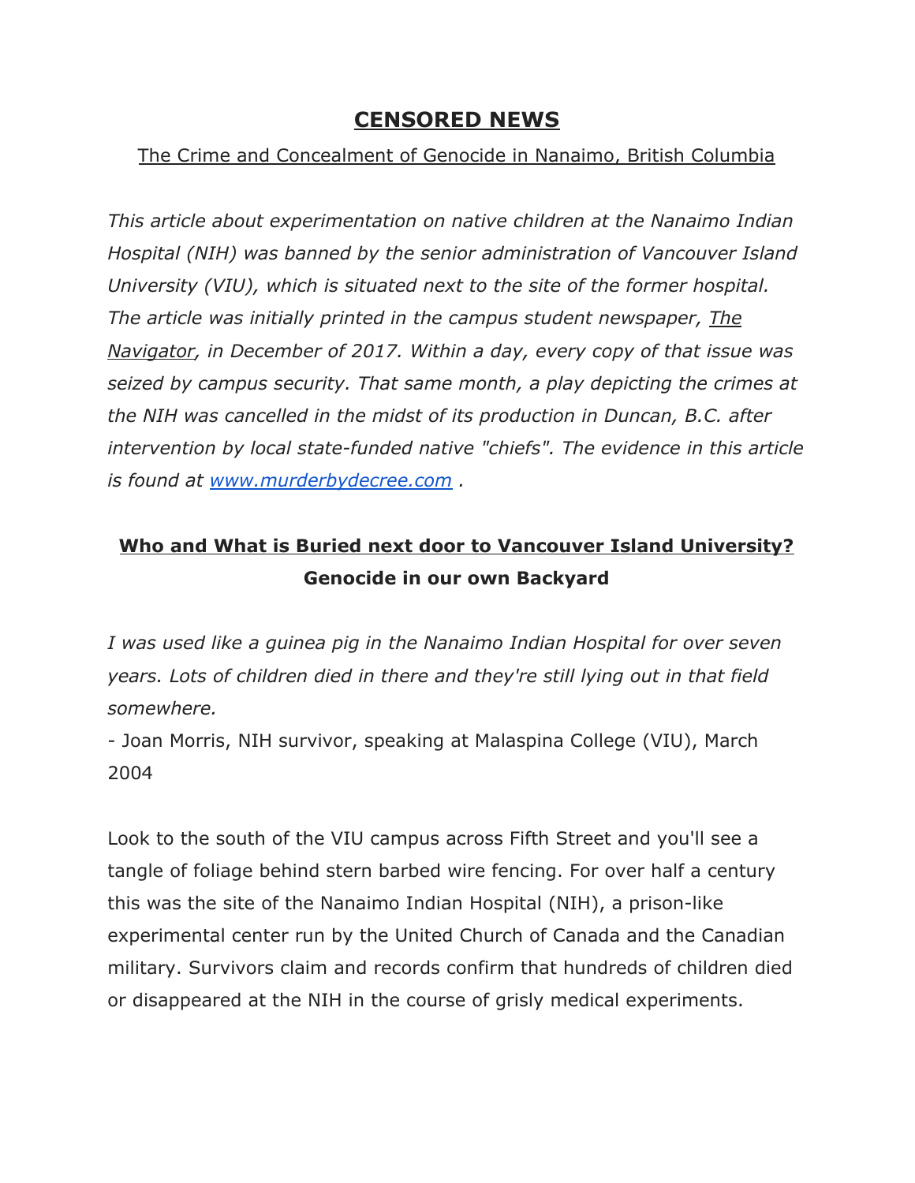# CENSORED NEWS

The Crime and Concealment of Genocide in Nanaimo, British Columbia

*This article about experimentation on native children at the Nanaimo Indian Hospital (NIH) was banned by the senior administration of Vancouver Island University (VIU), which is situated next to the site of the former hospital. The article was initially printed in the campus student newspaper, The Navigator, in December of 2017. Within a day, every copy of that issue was seized by campus security. That same month, a play depicting the crimes at the NIH was cancelled in the midst of its production in Duncan, B.C. after intervention by local state-funded native "chiefs". The evidence in this article is found at [www.murderbydecree.com](http://www.murderbydecree.com) .*

## Who and What is Buried next door to Vancouver Island University?

### Genocide in our own Backyard

*I was used like a guinea pig in the Nanaimo Indian Hospital for over seven years. Lots of children died in there and they're still lying out in that field somewhere.*

\- Joan Morris, NIH survivor, speaking at Malaspina College (VIU), March 2004

Look to the south of the VIU campus across Fifth Street and you'll see a tangle of foliage behind stern barbed wire fencing. For over half a century this was the site of the Nanaimo Indian Hospital (NIH), a prison-like experimental center run by the United Church of Canada and the Canadian military. Survivors claim and records confirm that hundreds of children died or disappeared at the NIH in the course of grisly medical experiments.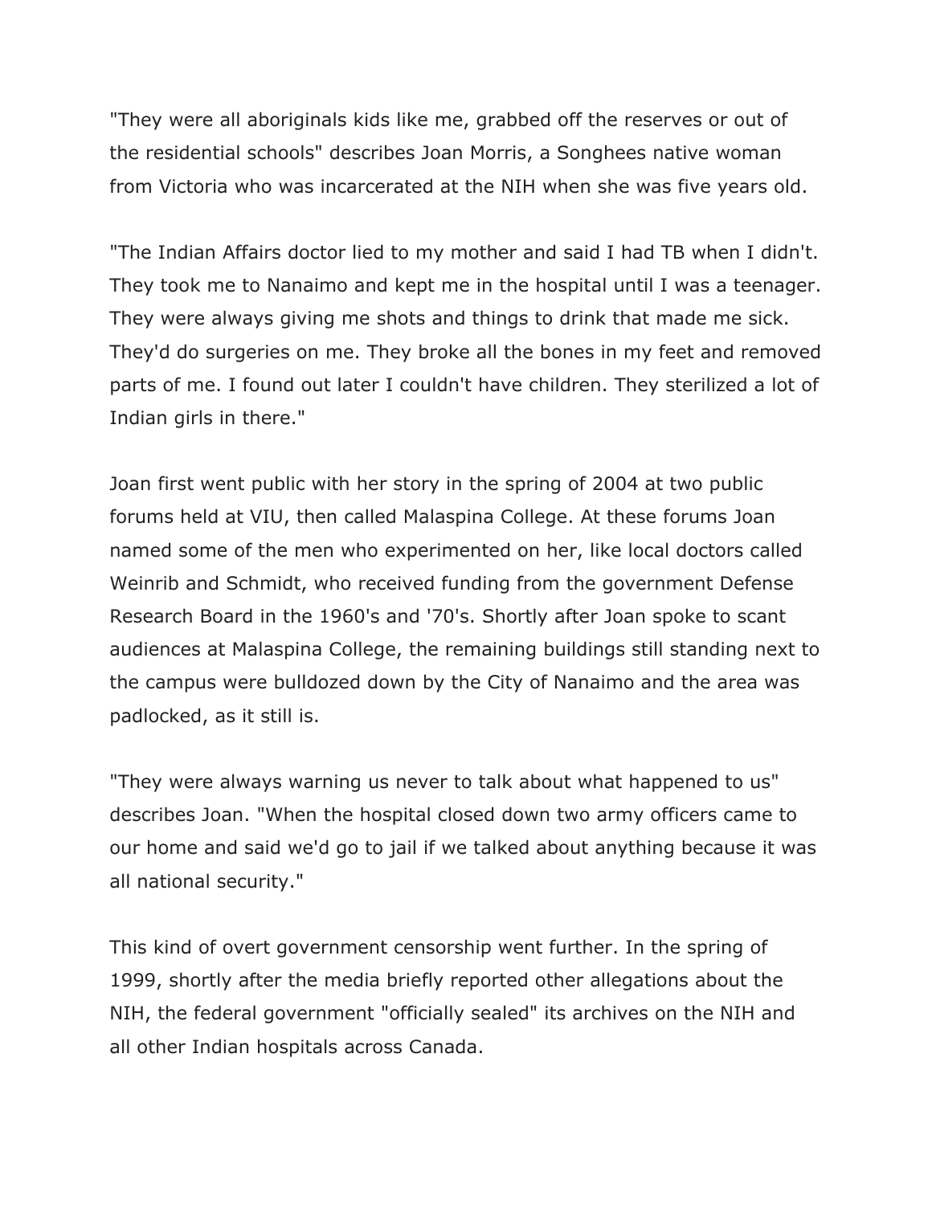"They were all aboriginals kids like me, grabbed off the reserves or out of the residential schools" describes Joan Morris, a Songhees native woman from Victoria who was incarcerated at the NIH when she was five years old.

"The Indian Affairs doctor lied to my mother and said I had TB when I didn't. They took me to Nanaimo and kept me in the hospital until I was a teenager. They were always giving me shots and things to drink that made me sick. They'd do surgeries on me. They broke all the bones in my feet and removed parts of me. I found out later I couldn't have children. They sterilized a lot of Indian girls in there."

Joan first went public with her story in the spring of 2004 at two public forums held at VIU, then called Malaspina College. At these forums Joan named some of the men who experimented on her, like local doctors called Weinrib and Schmidt, who received funding from the government Defense Research Board in the 1960's and '70's. Shortly after Joan spoke to scant audiences at Malaspina College, the remaining buildings still standing next to the campus were bulldozed down by the City of Nanaimo and the area was padlocked, as it still is.

"They were always warning us never to talk about what happened to us" describes Joan. "When the hospital closed down two army officers came to our home and said we'd go to jail if we talked about anything because it was all national security."

This kind of overt government censorship went further. In the spring of 1999, shortly after the media briefly reported other allegations about the NIH, the federal government "officially sealed" its archives on the NIH and all other Indian hospitals across Canada.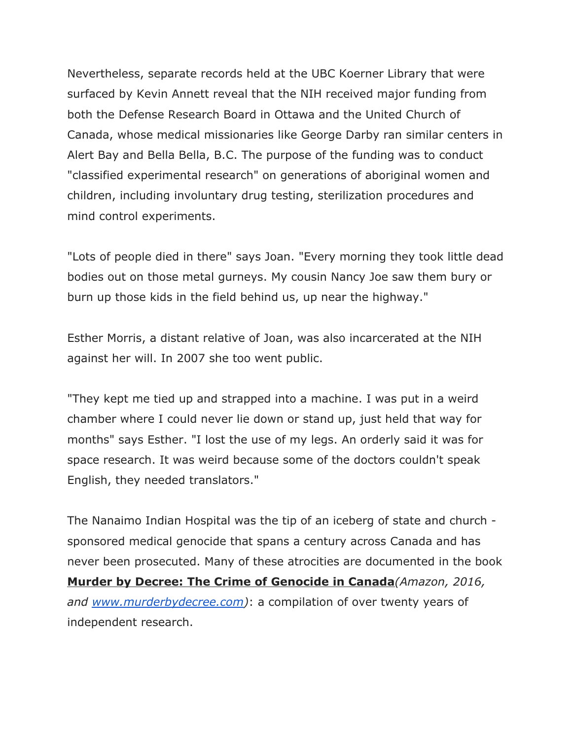Nevertheless, separate records held at the UBC Koerner Library that were surfaced by Kevin Annett reveal that the NIH received major funding from both the Defense Research Board in Ottawa and the United Church of Canada, whose medical missionaries like George Darby ran similar centers in Alert Bay and Bella Bella, B.C. The purpose of the funding was to conduct "classified experimental research" on generations of aboriginal women and children, including involuntary drug testing, sterilization procedures and mind control experiments.

"Lots of people died in there" says Joan. "Every morning they took little dead bodies out on those metal gurneys. My cousin Nancy Joe saw them bury or burn up those kids in the field behind us, up near the highway."

Esther Morris, a distant relative of Joan, was also incarcerated at the NIH against her will. In 2007 she too went public.

"They kept me tied up and strapped into a machine. I was put in a weird chamber where I could never lie down or stand up, just held that way for months" says Esther. "I lost the use of my legs. An orderly said it was for space research. It was weird because some of the doctors couldn't speak English, they needed translators."

The Nanaimo Indian Hospital was the tip of an iceberg of state and church - sponsored medical genocide that spans a century across Canada and has never been prosecuted. Many of these atrocities are documented in the book **Murder by Decree: The Crime of Genocide in Canada***(Amazon, 2016, and [www.murderbydecree.com](www.murderbydecree.com))*: a compilation of over twenty years of independent research.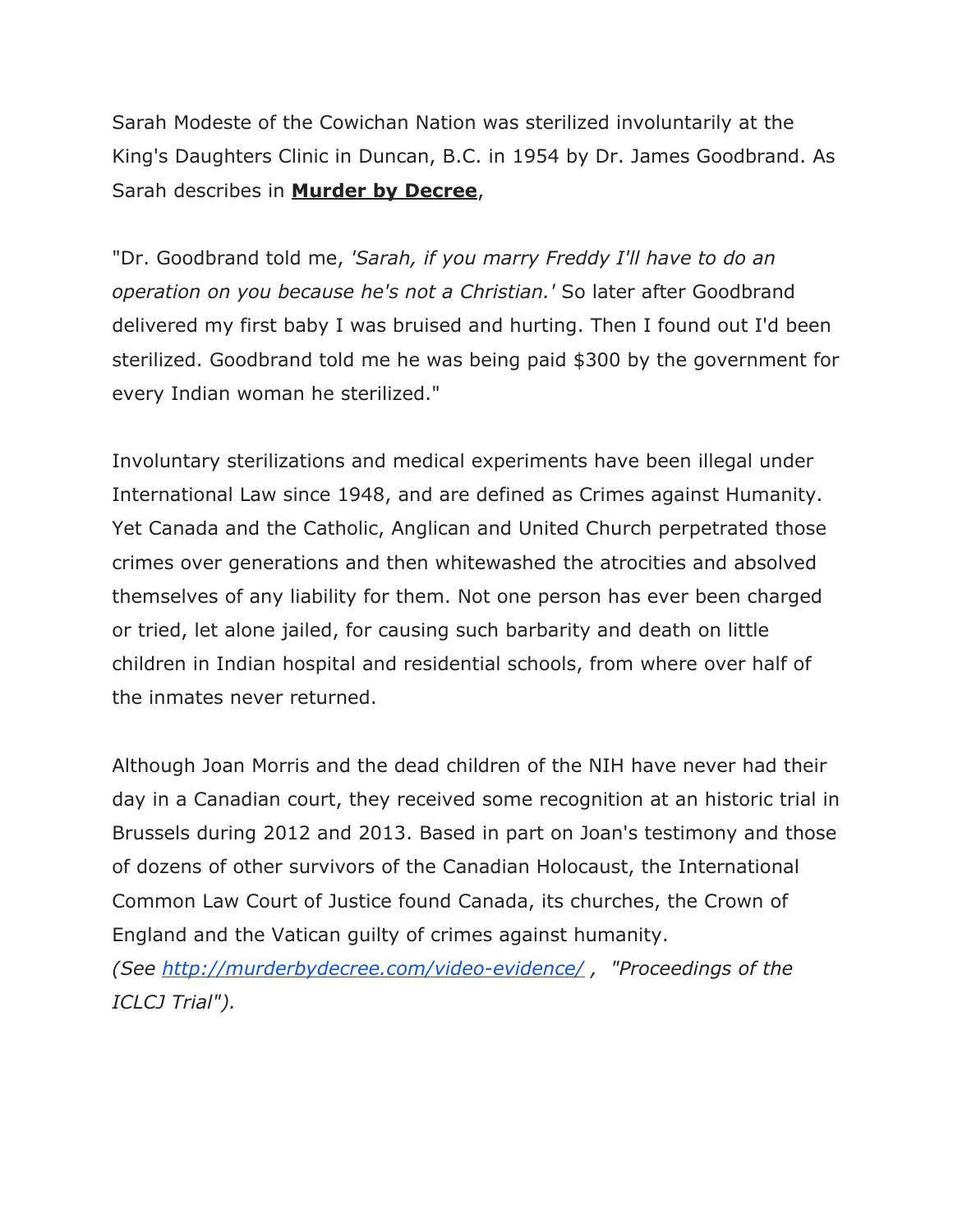Sarah Modeste of the Cowichan Nation was sterilized involuntarily at the King's Daughters Clinic in Duncan, B.C. in 1954 by Dr. James Goodbrand. As Sarah describes in **Murder by Decree**,

"Dr. Goodbrand told me, *'Sarah, if you marry Freddy I'll have to do an operation on you because he's not a Christian.'* So later after Goodbrand delivered my first baby I was bruised and hurting. Then I found out I'd been sterilized. Goodbrand told me he was being paid $300 by the government for every Indian woman he sterilized."

Involuntary sterilizations and medical experiments have been illegal under International Law since 1948, and are defined as Crimes against Humanity. Yet Canada and the Catholic, Anglican and United Church perpetrated those crimes over generations and then whitewashed the atrocities and absolved themselves of any liability for them. Not one person has ever been charged or tried, let alone jailed, for causing such barbarity and death on little children in Indian hospital and residential schools, from where over half of the inmates never returned.

Although Joan Morris and the dead children of the NIH have never had their day in a Canadian court, they received some recognition at an historic trial in Brussels during 2012 and 2013. Based in part on Joan's testimony and those of dozens of other survivors of the Canadian Holocaust, the International Common Law Court of Justice found Canada, its churches, the Crown of England and the Vatican guilty of crimes against humanity.
*(See [http://murderbydecree.com/video-evidence/](http://murderbydecree.com/video-evidence/) , "Proceedings of the ICLCJ Trial").*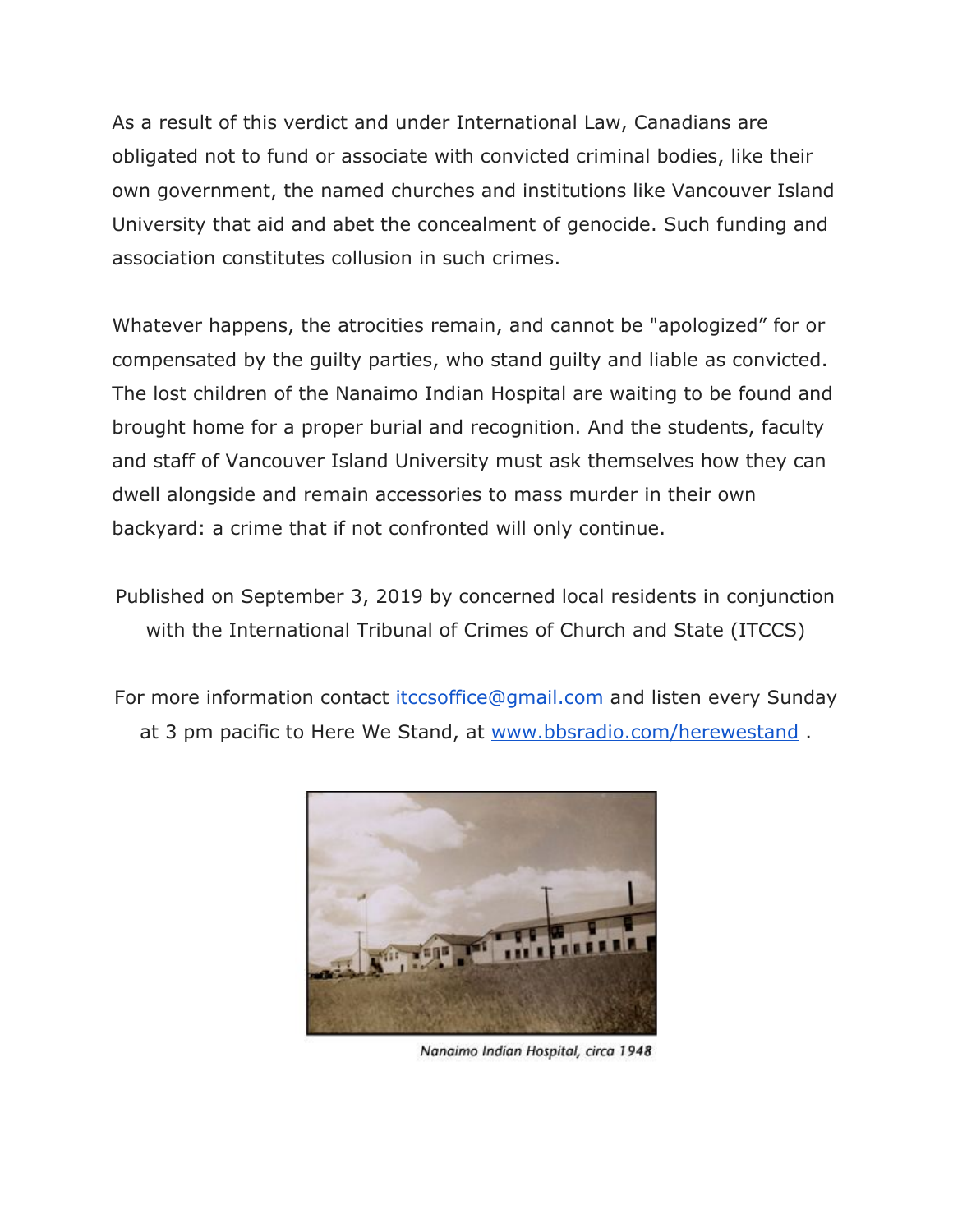As a result of this verdict and under International Law, Canadians are obligated not to fund or associate with convicted criminal bodies, like their own government, the named churches and institutions like Vancouver Island University that aid and abet the concealment of genocide. Such funding and association constitutes collusion in such crimes.

Whatever happens, the atrocities remain, and cannot be "apologized" for or compensated by the guilty parties, who stand guilty and liable as convicted. The lost children of the Nanaimo Indian Hospital are waiting to be found and brought home for a proper burial and recognition. And the students, faculty and staff of Vancouver Island University must ask themselves how they can dwell alongside and remain accessories to mass murder in their own backyard: a crime that if not confronted will only continue.

Published on September 3, 2019 by concerned local residents in conjunction with the International Tribunal of Crimes of Church and State (ITCCS)

For more information contact itccsoffice@gmail.com and listen every Sunday at 3 pm pacific to Here We Stand, at www.bbsradio.com/herewestand .

*Nanaimo Indian Hospital, circa 1948*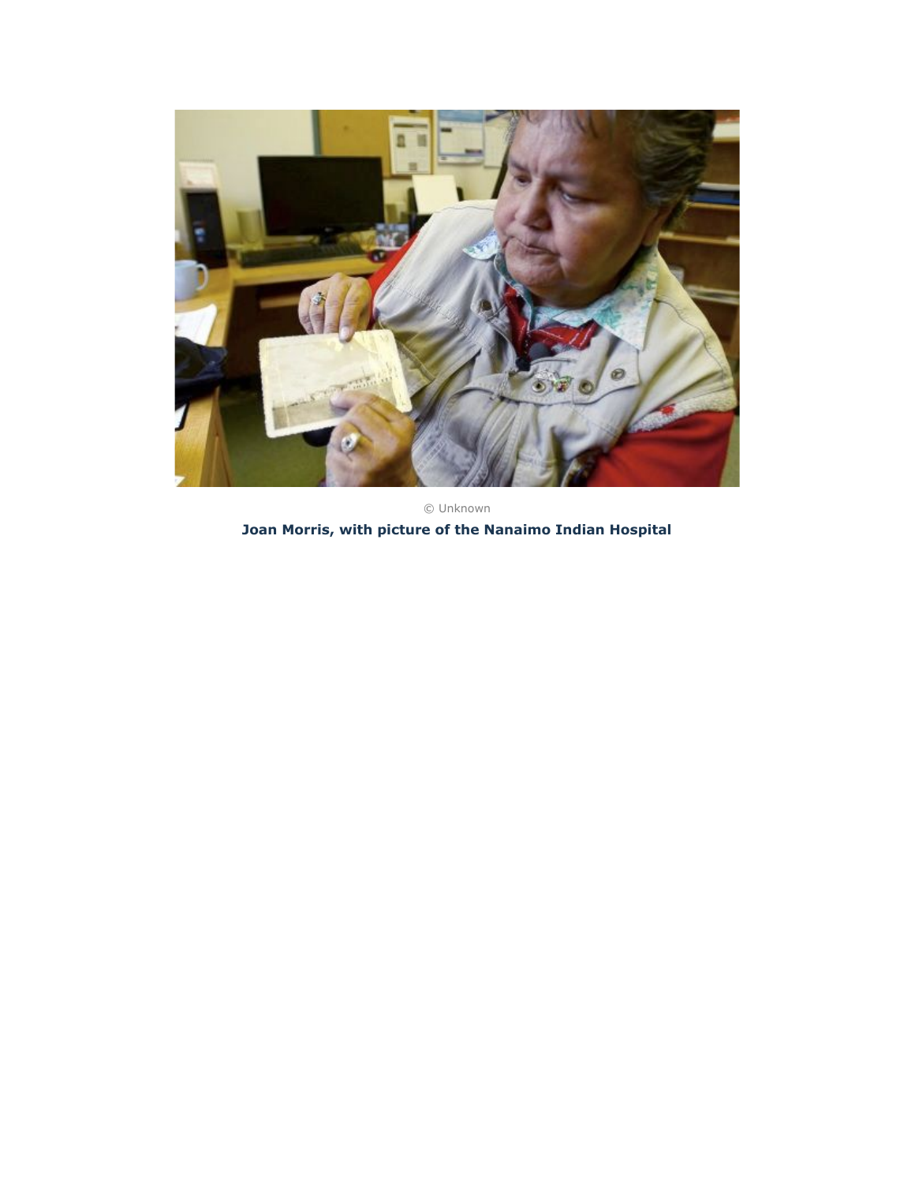© Unknown

**Joan Morris, with picture of the Nanaimo Indian Hospital**